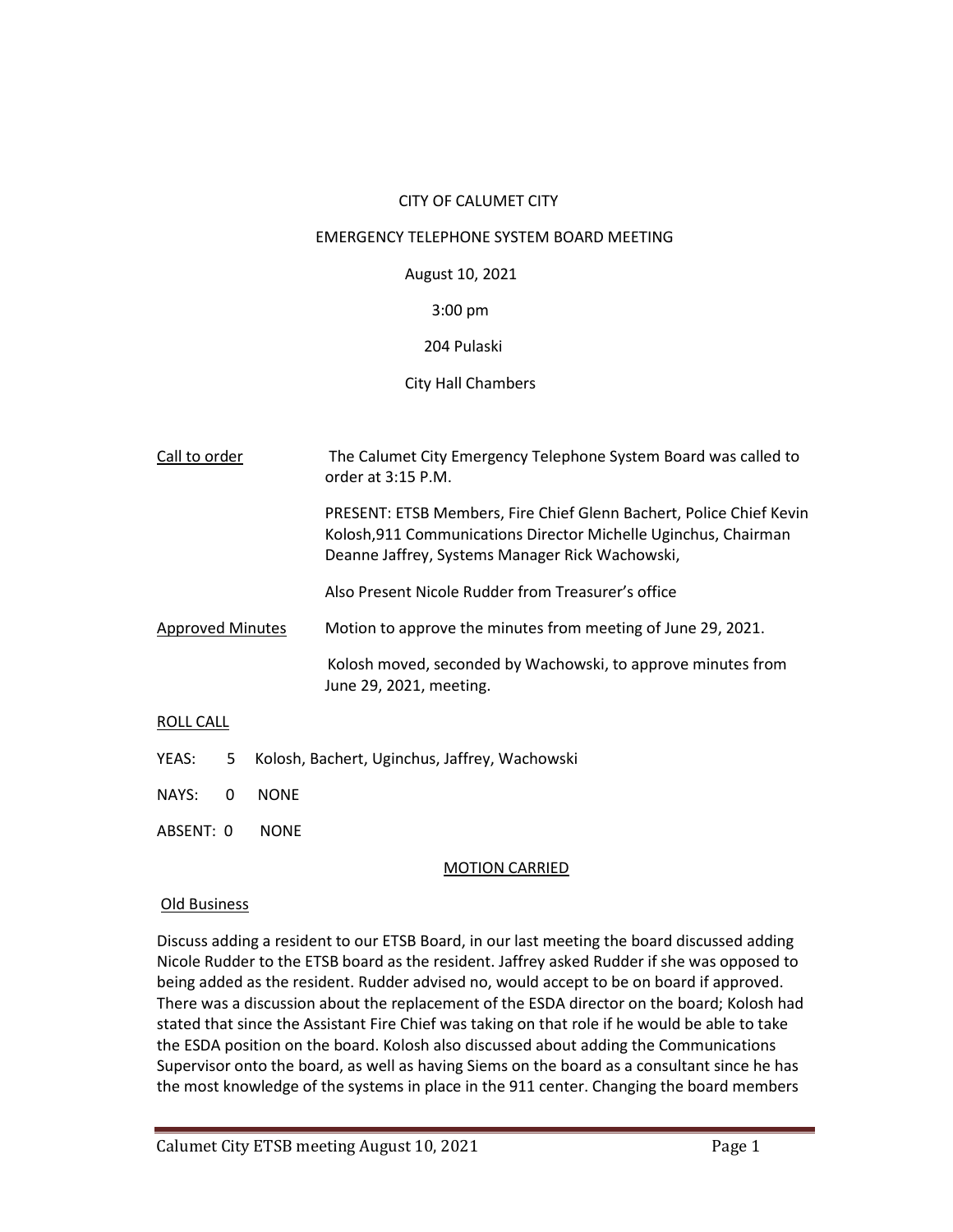# CITY OF CALUMET CITY

## EMERGENCY TELEPHONE SYSTEM BOARD MEETING

August 10, 2021

3:00 pm

204 Pulaski

City Hall Chambers

Call to order

The Calumet City Emergency Telephone System Board was called to order at 3:15 P.M.

PRESENT: ETSB Members, Fire Chief Glenn Bachert, Police Chief Kevin Kolosh,911 Communications Director Michelle Uginchus, Chairman Deanne Jaffrey, Systems Manager Rick Wachowski,

Also Present Nicole Rudder from Treasurer's office

Approved Minutes

Motion to approve the minutes from meeting of June 29, 2021.

Kolosh moved, seconded by Wachowski, to approve minutes from June 29, 2021, meeting.

ROLL CALL

YEAS: 5 Kolosh, Bachert, Uginchus, Jaffrey, Wachowski

NAYS: 0 NONE

ABSENT: 0 NONE

MOTION CARRIED

Old Business

Discuss adding a resident to our ETSB Board, in our last meeting the board discussed adding Nicole Rudder to the ETSB board as the resident. Jaffrey asked Rudder if she was opposed to being added as the resident. Rudder advised no, would accept to be on board if approved. There was a discussion about the replacement of the ESDA director on the board; Kolosh had stated that since the Assistant Fire Chief was taking on that role if he would be able to take the ESDA position on the board. Kolosh also discussed about adding the Communications Supervisor onto the board, as well as having Siems on the board as a consultant since he has the most knowledge of the systems in place in the 911 center. Changing the board members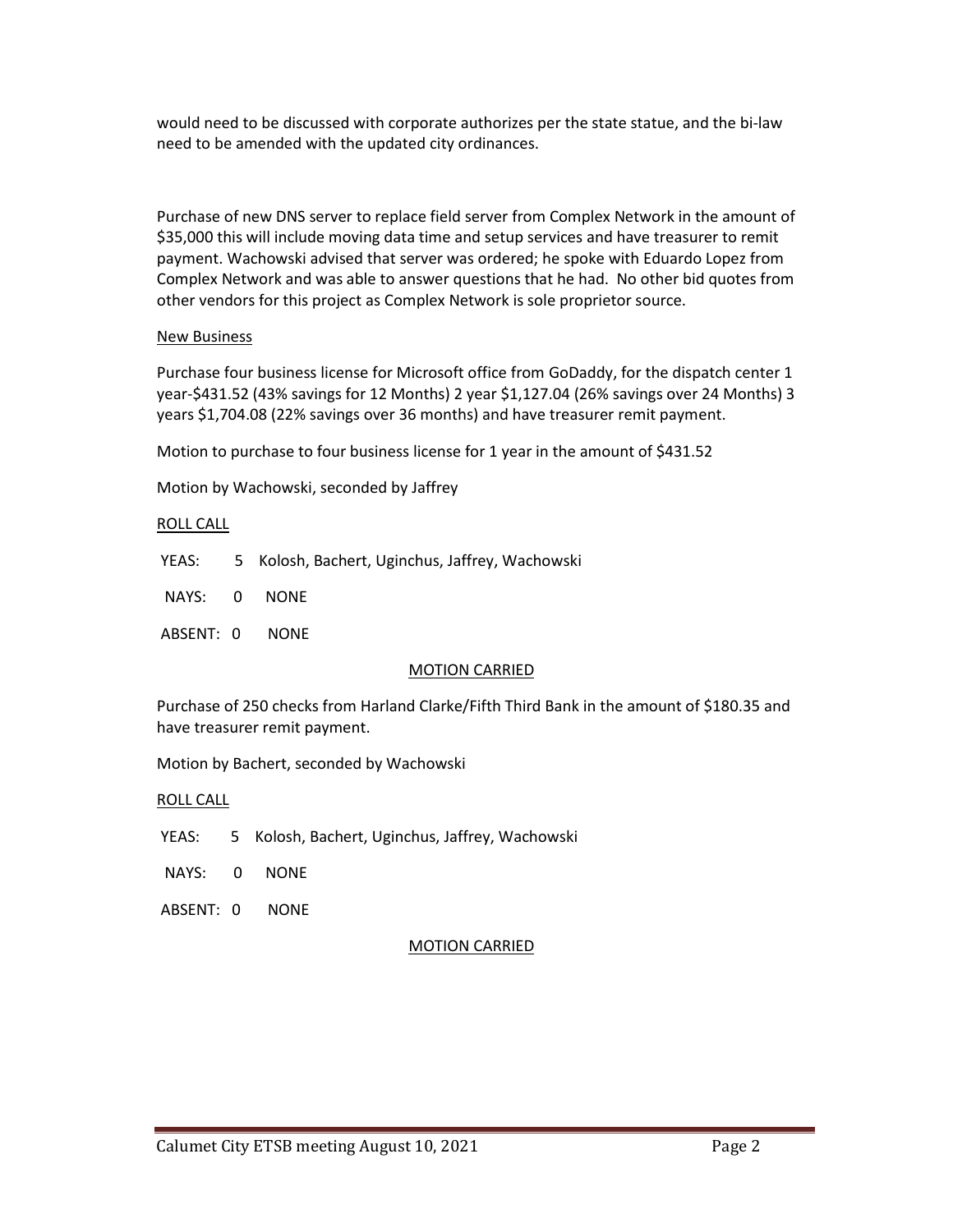would need to be discussed with corporate authorizes per the state statue, and the bi-law need to be amended with the updated city ordinances.

Purchase of new DNS server to replace field server from Complex Network in the amount of $35,000 this will include moving data time and setup services and have treasurer to remit payment. Wachowski advised that server was ordered; he spoke with Eduardo Lopez from Complex Network and was able to answer questions that he had. No other bid quotes from other vendors for this project as Complex Network is sole proprietor source.

<u>New Business</u>

Purchase four business license for Microsoft office from GoDaddy, for the dispatch center 1 year-$431.52 (43% savings for 12 Months) 2 year $1,127.04 (26% savings over 24 Months) 3 years $1,704.08 (22% savings over 36 months) and have treasurer remit payment.

Motion to purchase to four business license for 1 year in the amount of $431.52

Motion by Wachowski, seconded by Jaffrey

<u>ROLL CALL</u>

YEAS: 5 Kolosh, Bachert, Uginchus, Jaffrey, Wachowski

NAYS: 0 NONE

ABSENT: 0 NONE

<u>MOTION CARRIED</u>

Purchase of 250 checks from Harland Clarke/Fifth Third Bank in the amount of $180.35 and have treasurer remit payment.

Motion by Bachert, seconded by Wachowski

<u>ROLL CALL</u>

YEAS: 5 Kolosh, Bachert, Uginchus, Jaffrey, Wachowski

NAYS: 0 NONE

ABSENT: 0 NONE

<u>MOTION CARRIED</u>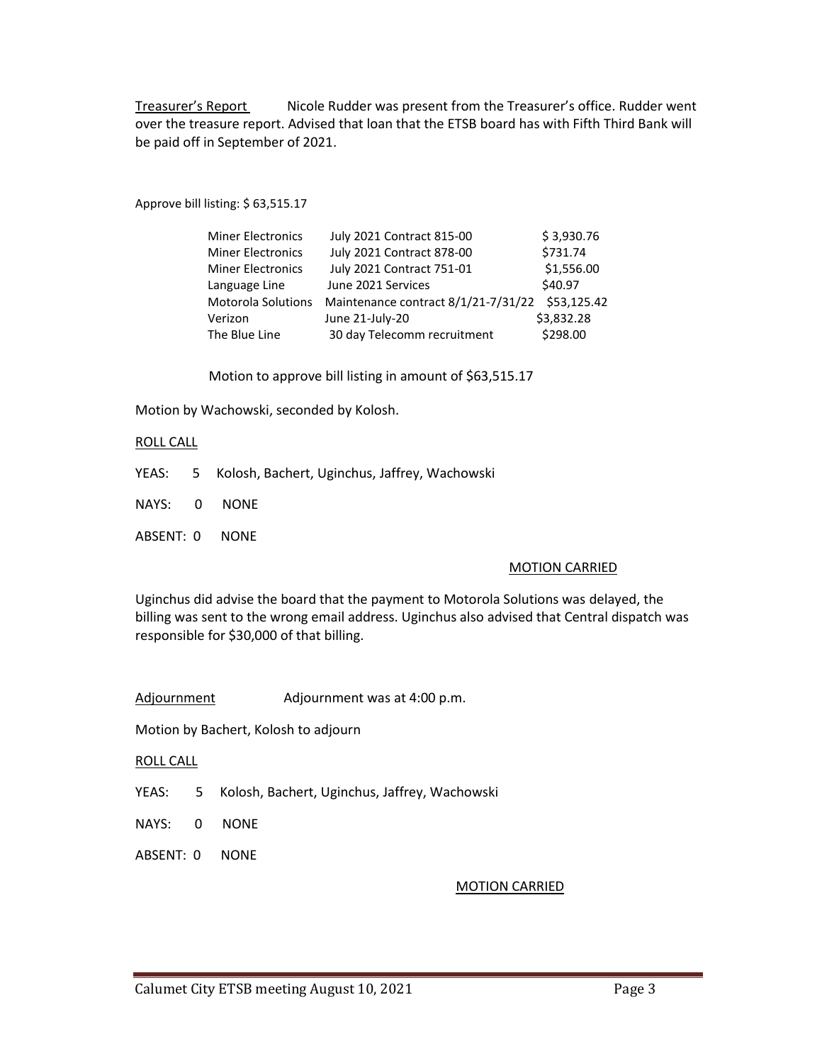Treasurer's Report Nicole Rudder was present from the Treasurer's office. Rudder went over the treasure report. Advised that loan that the ETSB board has with Fifth Third Bank will be paid off in September of 2021.

Approve bill listing: $ 63,515.17

| | | |
|---|---|---|
| Miner Electronics | July 2021 Contract 815-00 | $ 3,930.76 |
| Miner Electronics | July 2021 Contract 878-00 | $731.74 |
| Miner Electronics | July 2021 Contract 751-01 | $1,556.00 |
| Language Line | June 2021 Services | $40.97 |
| Motorola Solutions | Maintenance contract 8/1/21-7/31/22 | $53,125.42 |
| Verizon | June 21-July-20 | $3,832.28 |
| The Blue Line | 30 day Telecomm recruitment | $298.00 |

Motion to approve bill listing in amount of $63,515.17

Motion by Wachowski, seconded by Kolosh.

ROLL CALL

YEAS: 5 Kolosh, Bachert, Uginchus, Jaffrey, Wachowski

NAYS: 0 NONE

ABSENT: 0 NONE

MOTION CARRIED

Uginchus did advise the board that the payment to Motorola Solutions was delayed, the billing was sent to the wrong email address. Uginchus also advised that Central dispatch was responsible for $30,000 of that billing.

Adjournment Adjournment was at 4:00 p.m.

Motion by Bachert, Kolosh to adjourn

ROLL CALL

YEAS: 5 Kolosh, Bachert, Uginchus, Jaffrey, Wachowski

NAYS: 0 NONE

ABSENT: 0 NONE

MOTION CARRIED